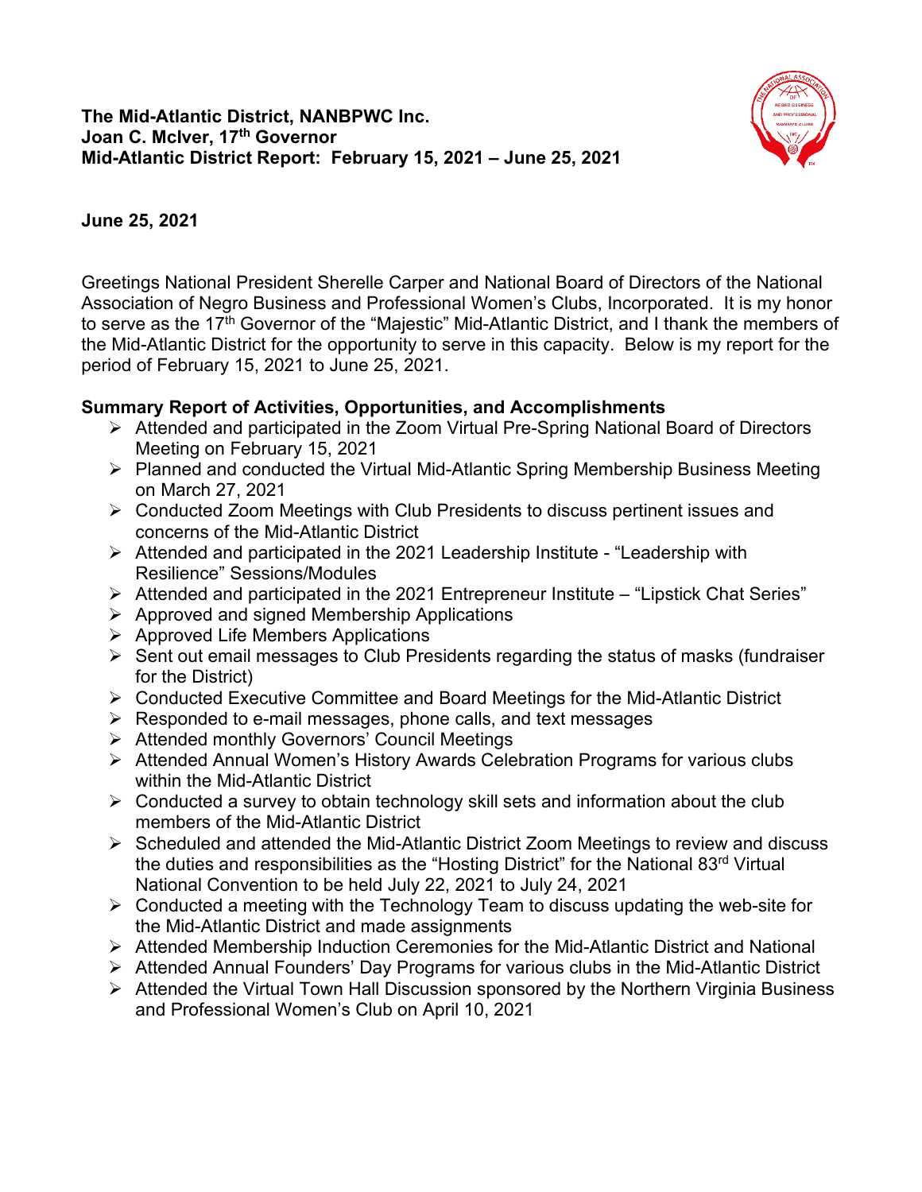**The Mid-Atlantic District, NANBPWC Inc.**
**Joan C. McIver, 17th Governor**
**Mid-Atlantic District Report: February 15, 2021 – June 25, 2021**

**June 25, 2021**

Greetings National President Sherelle Carper and National Board of Directors of the National Association of Negro Business and Professional Women's Clubs, Incorporated. It is my honor to serve as the 17th Governor of the "Majestic" Mid-Atlantic District, and I thank the members of the Mid-Atlantic District for the opportunity to serve in this capacity. Below is my report for the period of February 15, 2021 to June 25, 2021.

## Summary Report of Activities, Opportunities, and Accomplishments

- Attended and participated in the Zoom Virtual Pre-Spring National Board of Directors Meeting on February 15, 2021
- Planned and conducted the Virtual Mid-Atlantic Spring Membership Business Meeting on March 27, 2021
- Conducted Zoom Meetings with Club Presidents to discuss pertinent issues and concerns of the Mid-Atlantic District
- Attended and participated in the 2021 Leadership Institute - "Leadership with Resilience" Sessions/Modules
- Attended and participated in the 2021 Entrepreneur Institute – "Lipstick Chat Series"
- Approved and signed Membership Applications
- Approved Life Members Applications
- Sent out email messages to Club Presidents regarding the status of masks (fundraiser for the District)
- Conducted Executive Committee and Board Meetings for the Mid-Atlantic District
- Responded to e-mail messages, phone calls, and text messages
- Attended monthly Governors' Council Meetings
- Attended Annual Women's History Awards Celebration Programs for various clubs within the Mid-Atlantic District
- Conducted a survey to obtain technology skill sets and information about the club members of the Mid-Atlantic District
- Scheduled and attended the Mid-Atlantic District Zoom Meetings to review and discuss the duties and responsibilities as the "Hosting District" for the National 83rd Virtual National Convention to be held July 22, 2021 to July 24, 2021
- Conducted a meeting with the Technology Team to discuss updating the web-site for the Mid-Atlantic District and made assignments
- Attended Membership Induction Ceremonies for the Mid-Atlantic District and National
- Attended Annual Founders' Day Programs for various clubs in the Mid-Atlantic District
- Attended the Virtual Town Hall Discussion sponsored by the Northern Virginia Business and Professional Women's Club on April 10, 2021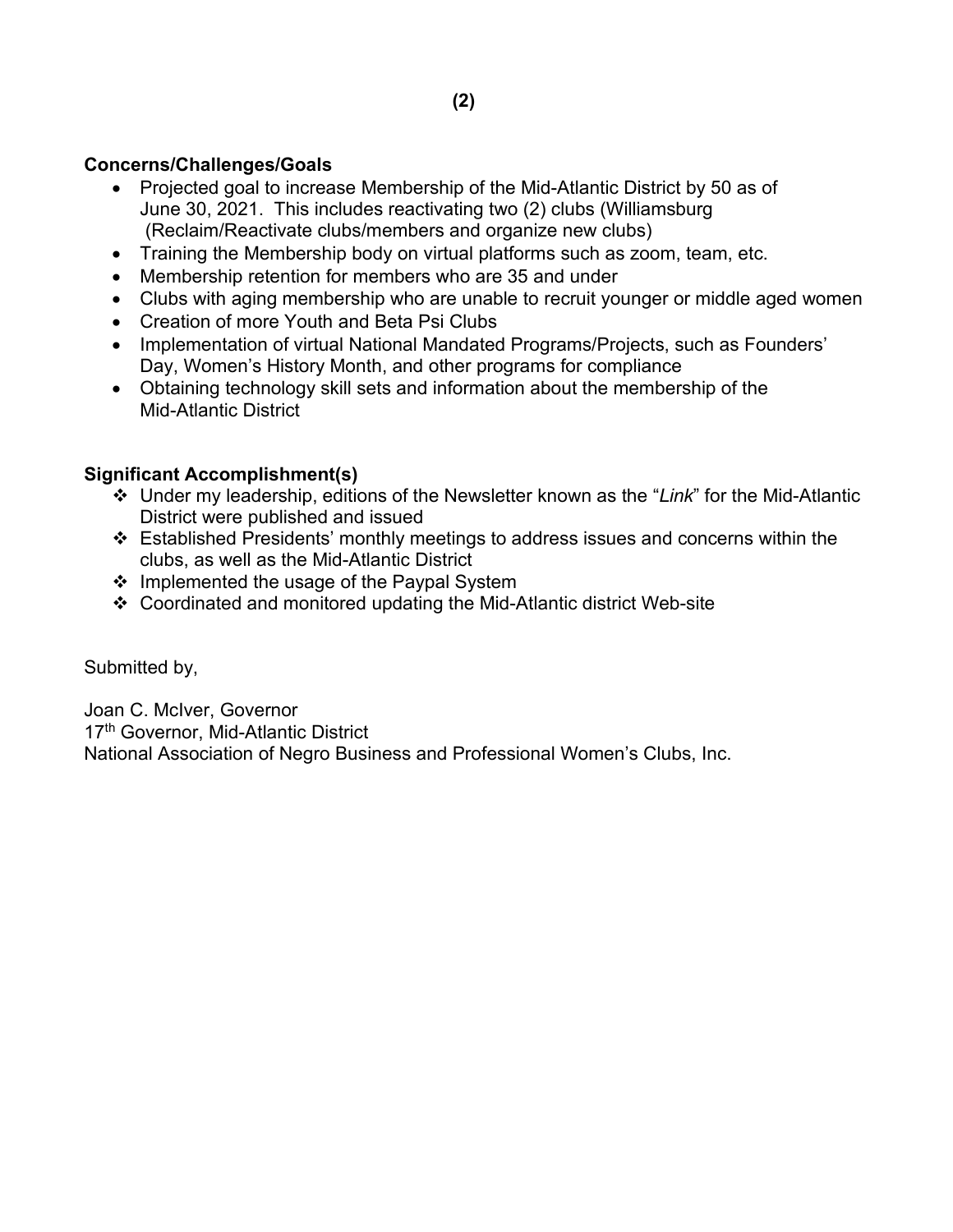**Concerns/Challenges/Goals**

- Projected goal to increase Membership of the Mid-Atlantic District by 50 as of June 30, 2021. This includes reactivating two (2) clubs (Williamsburg (Reclaim/Reactivate clubs/members and organize new clubs)
- Training the Membership body on virtual platforms such as zoom, team, etc.
- Membership retention for members who are 35 and under
- Clubs with aging membership who are unable to recruit younger or middle aged women
- Creation of more Youth and Beta Psi Clubs
- Implementation of virtual National Mandated Programs/Projects, such as Founders' Day, Women's History Month, and other programs for compliance
- Obtaining technology skill sets and information about the membership of the Mid-Atlantic District

**Significant Accomplishment(s)**

- ❖ Under my leadership, editions of the Newsletter known as the "*Link*" for the Mid-Atlantic District were published and issued
- ❖ Established Presidents' monthly meetings to address issues and concerns within the clubs, as well as the Mid-Atlantic District
- ❖ Implemented the usage of the Paypal System
- ❖ Coordinated and monitored updating the Mid-Atlantic district Web-site

Submitted by,

Joan C. McIver, Governor
17th Governor, Mid-Atlantic District
National Association of Negro Business and Professional Women's Clubs, Inc.